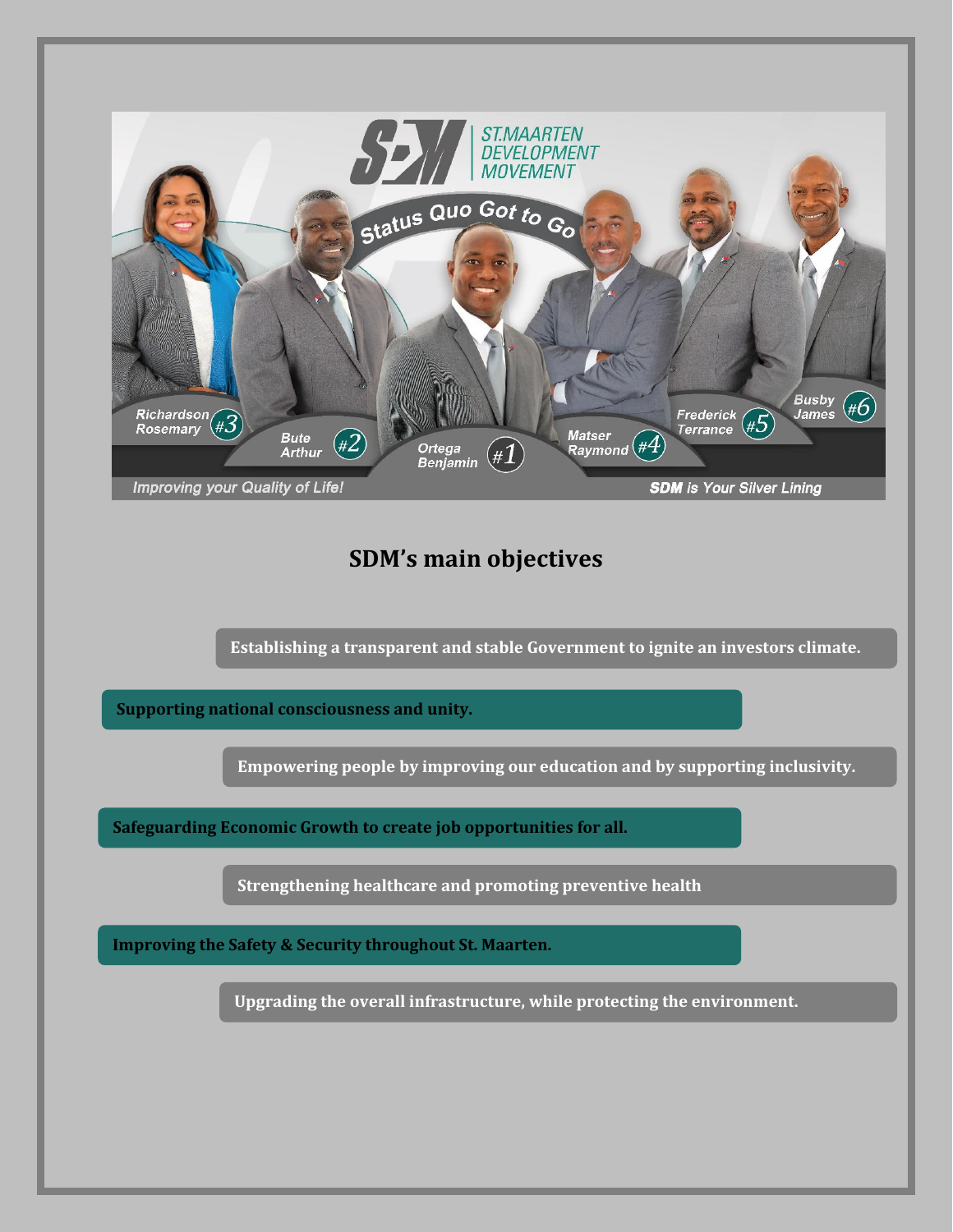ST.MAARTEN DEVELOPMENT MOVEMENT

Status Quo Got to Go

Richardson Rosemary #3

Bute Arthur #2

Ortega Benjamin #1

Matser Raymond #4

Frederick Terrance #5

Busby James #6

Improving your Quality of Life!

SDM is Your Silver Lining

## SDM's main objectives

Establishing a transparent and stable Government to ignite an investors climate.

Supporting national consciousness and unity.

Empowering people by improving our education and by supporting inclusivity.

Safeguarding Economic Growth to create job opportunities for all.

Strengthening healthcare and promoting preventive health

Improving the Safety & Security throughout St. Maarten.

Upgrading the overall infrastructure, while protecting the environment.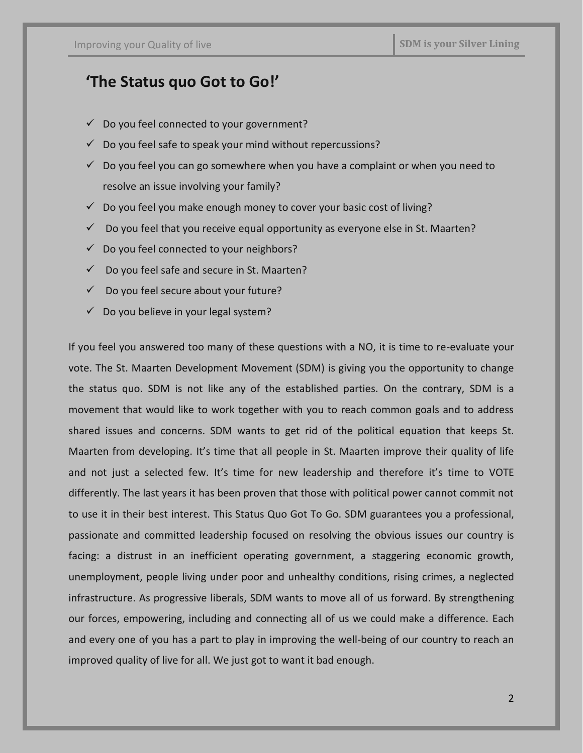## 'The Status quo Got to Go!'

- ✓ Do you feel connected to your government?
- ✓ Do you feel safe to speak your mind without repercussions?
- ✓ Do you feel you can go somewhere when you have a complaint or when you need to resolve an issue involving your family?
- ✓ Do you feel you make enough money to cover your basic cost of living?
- ✓ Do you feel that you receive equal opportunity as everyone else in St. Maarten?
- ✓ Do you feel connected to your neighbors?
- ✓ Do you feel safe and secure in St. Maarten?
- ✓ Do you feel secure about your future?
- ✓ Do you believe in your legal system?

If you feel you answered too many of these questions with a NO, it is time to re-evaluate your vote. The St. Maarten Development Movement (SDM) is giving you the opportunity to change the status quo. SDM is not like any of the established parties. On the contrary, SDM is a movement that would like to work together with you to reach common goals and to address shared issues and concerns. SDM wants to get rid of the political equation that keeps St. Maarten from developing. It's time that all people in St. Maarten improve their quality of life and not just a selected few. It's time for new leadership and therefore it's time to VOTE differently. The last years it has been proven that those with political power cannot commit not to use it in their best interest. This Status Quo Got To Go. SDM guarantees you a professional, passionate and committed leadership focused on resolving the obvious issues our country is facing: a distrust in an inefficient operating government, a staggering economic growth, unemployment, people living under poor and unhealthy conditions, rising crimes, a neglected infrastructure. As progressive liberals, SDM wants to move all of us forward. By strengthening our forces, empowering, including and connecting all of us we could make a difference. Each and every one of you has a part to play in improving the well-being of our country to reach an improved quality of live for all. We just got to want it bad enough.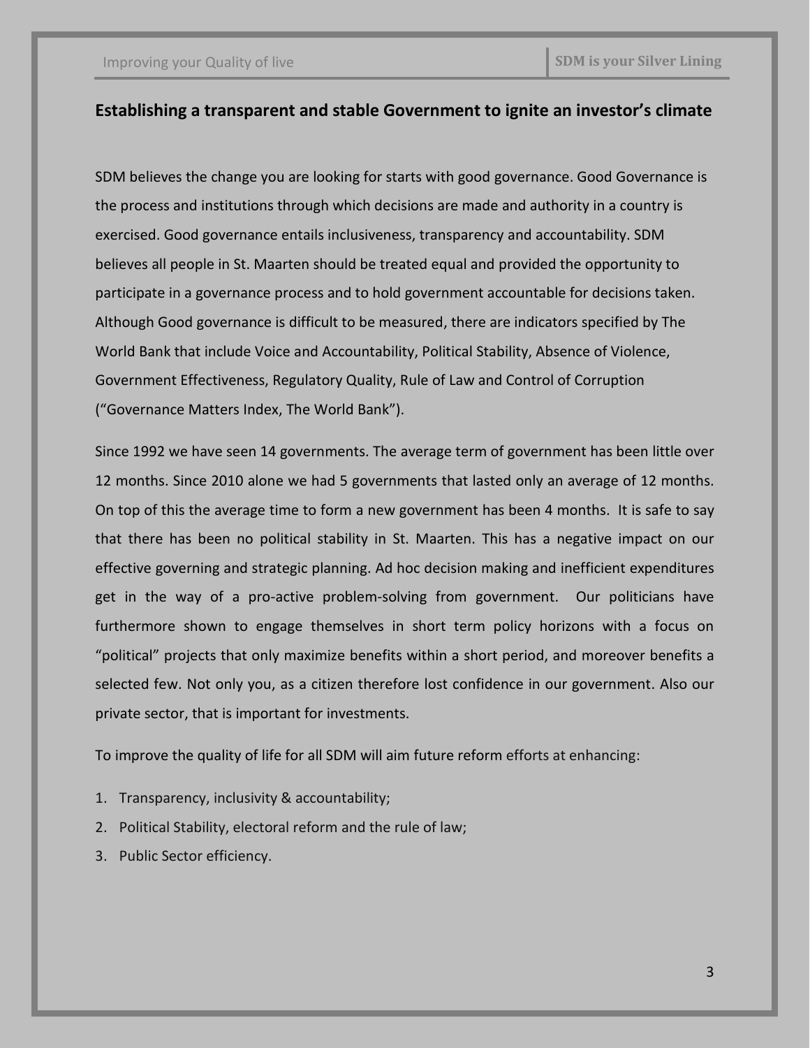## Establishing a transparent and stable Government to ignite an investor's climate

SDM believes the change you are looking for starts with good governance. Good Governance is the process and institutions through which decisions are made and authority in a country is exercised. Good governance entails inclusiveness, transparency and accountability. SDM believes all people in St. Maarten should be treated equal and provided the opportunity to participate in a governance process and to hold government accountable for decisions taken. Although Good governance is difficult to be measured, there are indicators specified by The World Bank that include Voice and Accountability, Political Stability, Absence of Violence, Government Effectiveness, Regulatory Quality, Rule of Law and Control of Corruption ("Governance Matters Index, The World Bank").

Since 1992 we have seen 14 governments. The average term of government has been little over 12 months. Since 2010 alone we had 5 governments that lasted only an average of 12 months. On top of this the average time to form a new government has been 4 months. It is safe to say that there has been no political stability in St. Maarten. This has a negative impact on our effective governing and strategic planning. Ad hoc decision making and inefficient expenditures get in the way of a pro-active problem-solving from government. Our politicians have furthermore shown to engage themselves in short term policy horizons with a focus on "political" projects that only maximize benefits within a short period, and moreover benefits a selected few. Not only you, as a citizen therefore lost confidence in our government. Also our private sector, that is important for investments.

To improve the quality of life for all SDM will aim future reform efforts at enhancing:

1. Transparency, inclusivity & accountability;
2. Political Stability, electoral reform and the rule of law;
3. Public Sector efficiency.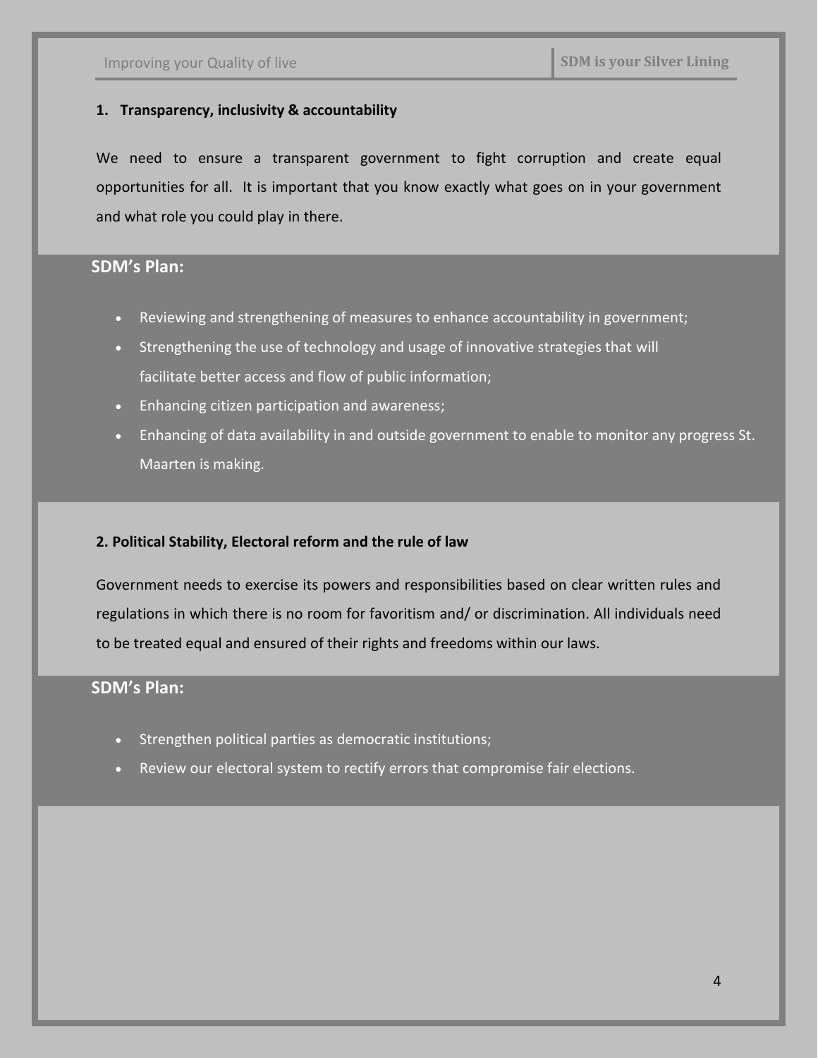### 1. Transparency, inclusivity & accountability

We need to ensure a transparent government to fight corruption and create equal opportunities for all. It is important that you know exactly what goes on in your government and what role you could play in there.

**SDM's Plan:**

- Reviewing and strengthening of measures to enhance accountability in government;
- Strengthening the use of technology and usage of innovative strategies that will facilitate better access and flow of public information;
- Enhancing citizen participation and awareness;
- Enhancing of data availability in and outside government to enable to monitor any progress St. Maarten is making.

### 2. Political Stability, Electoral reform and the rule of law

Government needs to exercise its powers and responsibilities based on clear written rules and regulations in which there is no room for favoritism and/ or discrimination. All individuals need to be treated equal and ensured of their rights and freedoms within our laws.

**SDM's Plan:**

- Strengthen political parties as democratic institutions;
- Review our electoral system to rectify errors that compromise fair elections.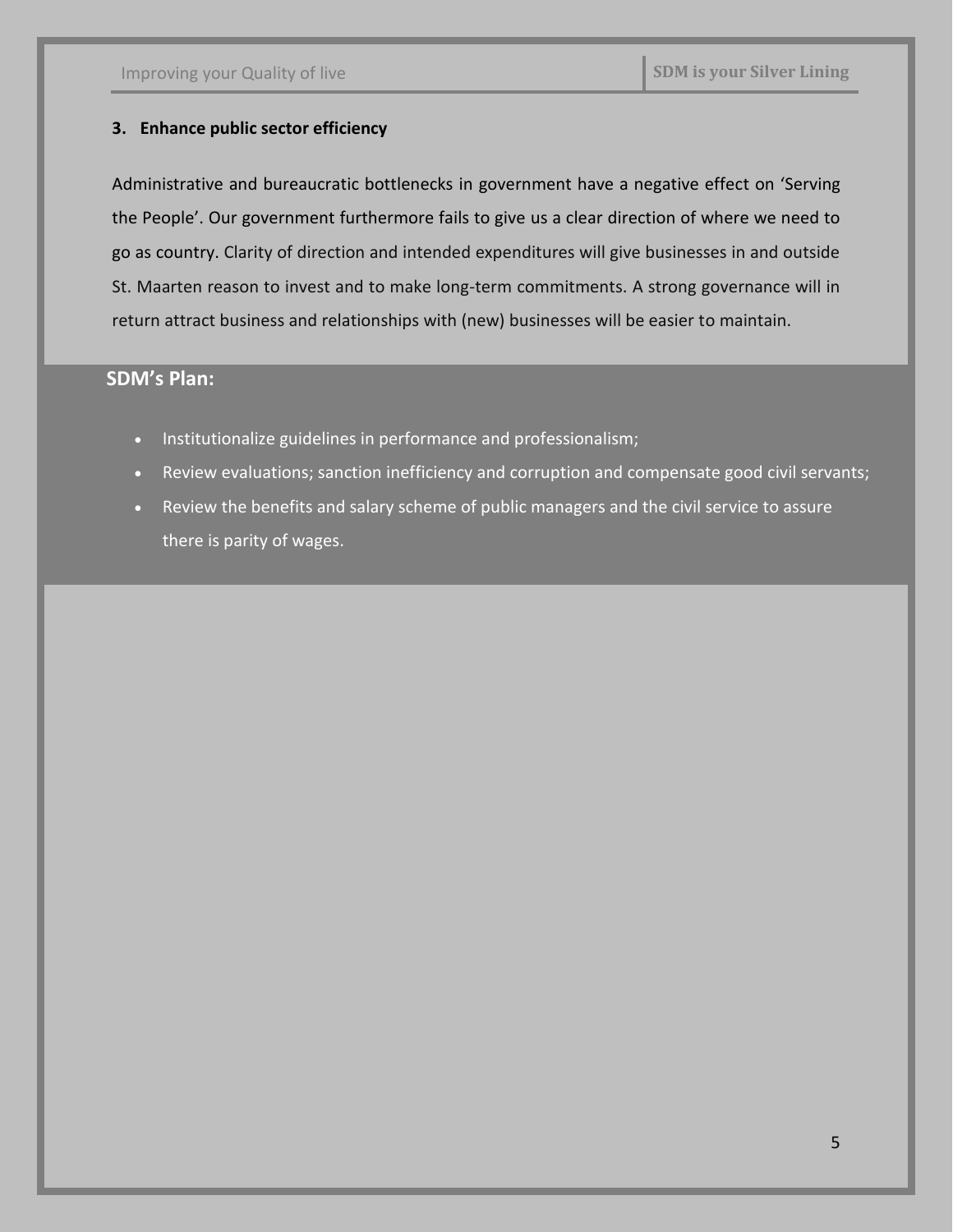### 3. Enhance public sector efficiency

Administrative and bureaucratic bottlenecks in government have a negative effect on 'Serving the People'. Our government furthermore fails to give us a clear direction of where we need to go as country. Clarity of direction and intended expenditures will give businesses in and outside St. Maarten reason to invest and to make long-term commitments. A strong governance will in return attract business and relationships with (new) businesses will be easier to maintain.

**SDM's Plan:**

- Institutionalize guidelines in performance and professionalism;
- Review evaluations; sanction inefficiency and corruption and compensate good civil servants;
- Review the benefits and salary scheme of public managers and the civil service to assure there is parity of wages.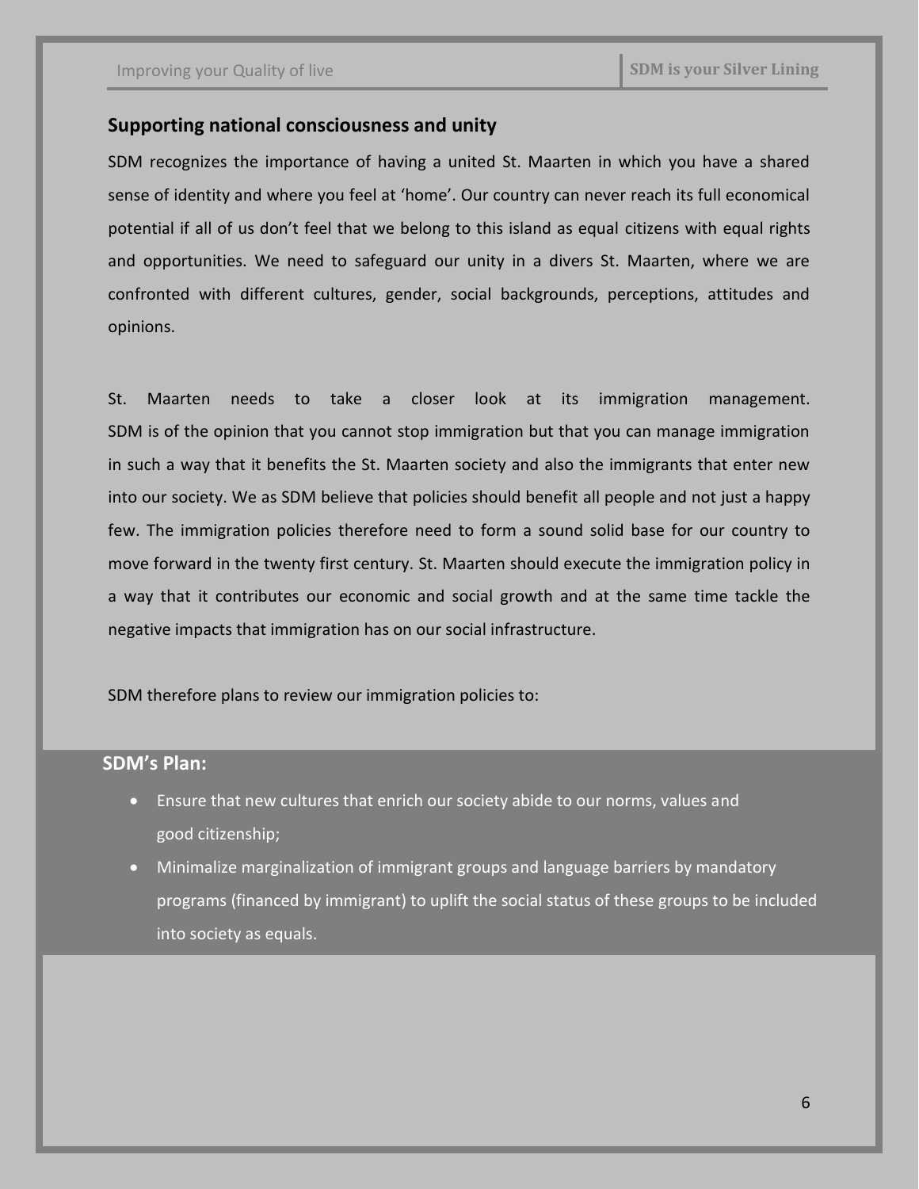## Supporting national consciousness and unity

SDM recognizes the importance of having a united St. Maarten in which you have a shared sense of identity and where you feel at 'home'. Our country can never reach its full economical potential if all of us don't feel that we belong to this island as equal citizens with equal rights and opportunities. We need to safeguard our unity in a divers St. Maarten, where we are confronted with different cultures, gender, social backgrounds, perceptions, attitudes and opinions.

St. Maarten needs to take a closer look at its immigration management. SDM is of the opinion that you cannot stop immigration but that you can manage immigration in such a way that it benefits the St. Maarten society and also the immigrants that enter new into our society. We as SDM believe that policies should benefit all people and not just a happy few. The immigration policies therefore need to form a sound solid base for our country to move forward in the twenty first century. St. Maarten should execute the immigration policy in a way that it contributes our economic and social growth and at the same time tackle the negative impacts that immigration has on our social infrastructure.

SDM therefore plans to review our immigration policies to:

### SDM's Plan:

- Ensure that new cultures that enrich our society abide to our norms, values and good citizenship;
- Minimalize marginalization of immigrant groups and language barriers by mandatory programs (financed by immigrant) to uplift the social status of these groups to be included into society as equals.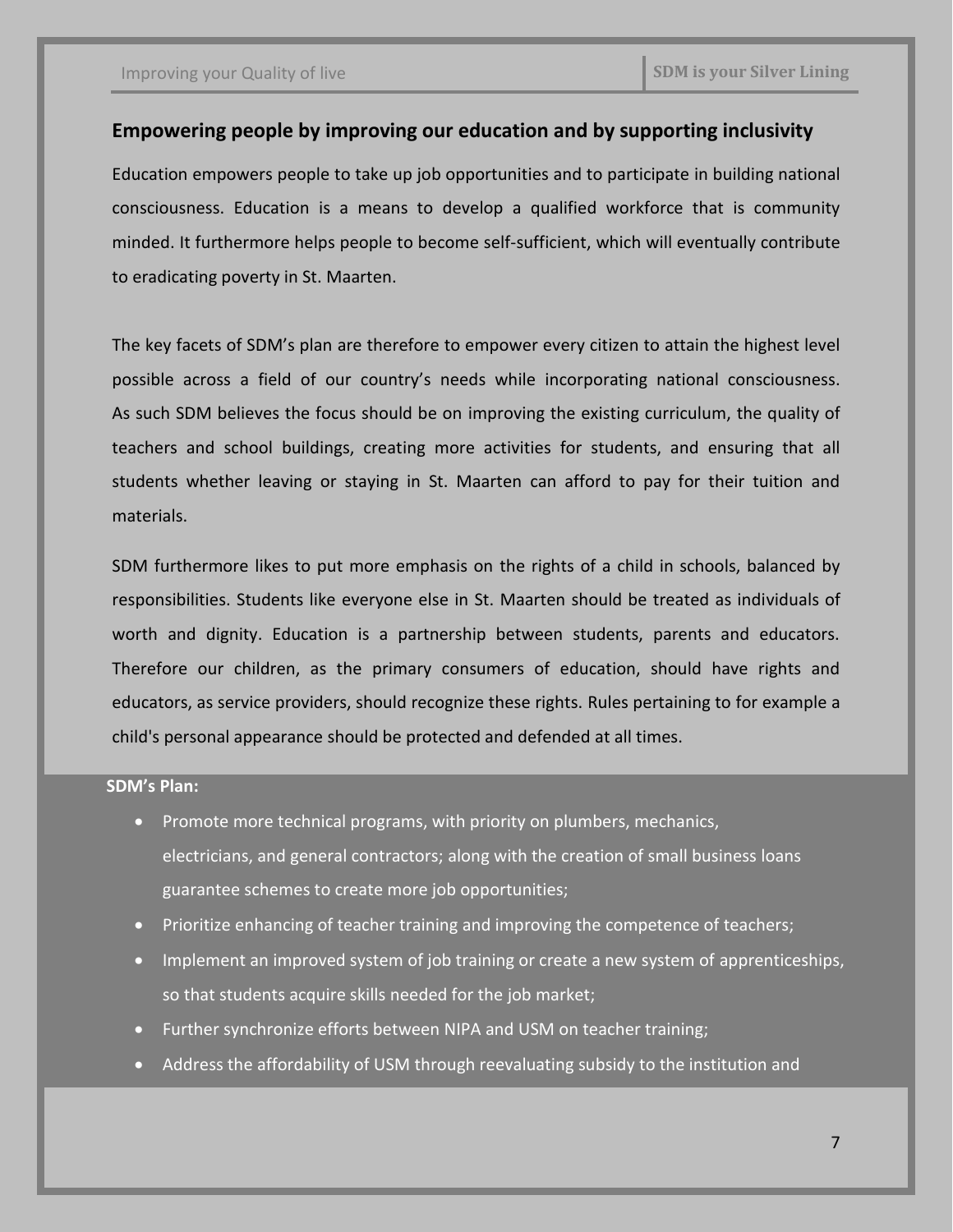## Empowering people by improving our education and by supporting inclusivity

Education empowers people to take up job opportunities and to participate in building national consciousness. Education is a means to develop a qualified workforce that is community minded. It furthermore helps people to become self-sufficient, which will eventually contribute to eradicating poverty in St. Maarten.

The key facets of SDM's plan are therefore to empower every citizen to attain the highest level possible across a field of our country's needs while incorporating national consciousness. As such SDM believes the focus should be on improving the existing curriculum, the quality of teachers and school buildings, creating more activities for students, and ensuring that all students whether leaving or staying in St. Maarten can afford to pay for their tuition and materials.

SDM furthermore likes to put more emphasis on the rights of a child in schools, balanced by responsibilities. Students like everyone else in St. Maarten should be treated as individuals of worth and dignity. Education is a partnership between students, parents and educators. Therefore our children, as the primary consumers of education, should have rights and educators, as service providers, should recognize these rights. Rules pertaining to for example a child's personal appearance should be protected and defended at all times.

**SDM's Plan:**

- Promote more technical programs, with priority on plumbers, mechanics, electricians, and general contractors; along with the creation of small business loans guarantee schemes to create more job opportunities;
- Prioritize enhancing of teacher training and improving the competence of teachers;
- Implement an improved system of job training or create a new system of apprenticeships, so that students acquire skills needed for the job market;
- Further synchronize efforts between NIPA and USM on teacher training;
- Address the affordability of USM through reevaluating subsidy to the institution and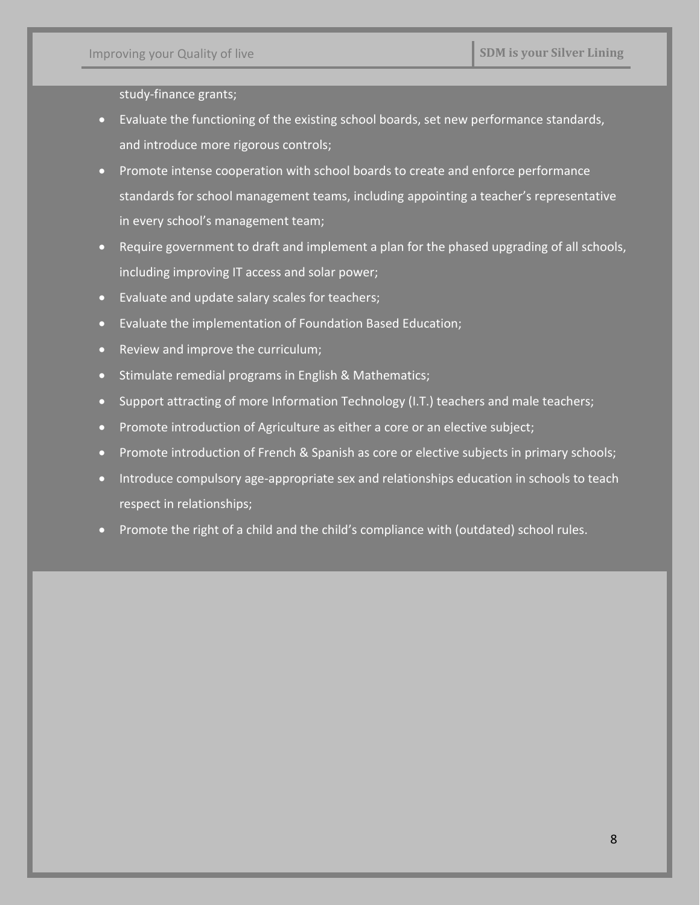study-finance grants;

- Evaluate the functioning of the existing school boards, set new performance standards, and introduce more rigorous controls;
- Promote intense cooperation with school boards to create and enforce performance standards for school management teams, including appointing a teacher's representative in every school's management team;
- Require government to draft and implement a plan for the phased upgrading of all schools, including improving IT access and solar power;
- Evaluate and update salary scales for teachers;
- Evaluate the implementation of Foundation Based Education;
- Review and improve the curriculum;
- Stimulate remedial programs in English & Mathematics;
- Support attracting of more Information Technology (I.T.) teachers and male teachers;
- Promote introduction of Agriculture as either a core or an elective subject;
- Promote introduction of French & Spanish as core or elective subjects in primary schools;
- Introduce compulsory age-appropriate sex and relationships education in schools to teach respect in relationships;
- Promote the right of a child and the child's compliance with (outdated) school rules.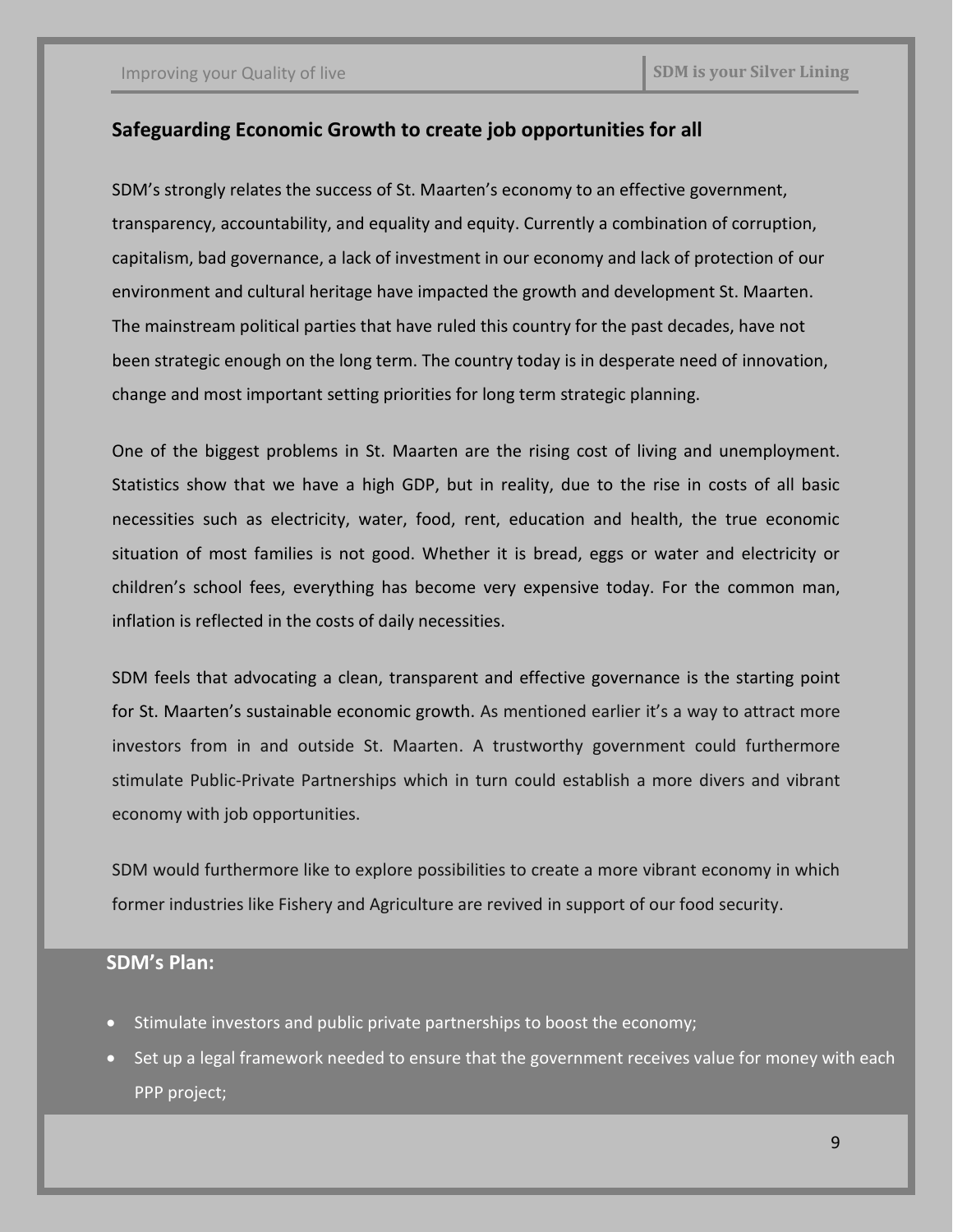## Safeguarding Economic Growth to create job opportunities for all

SDM's strongly relates the success of St. Maarten's economy to an effective government, transparency, accountability, and equality and equity. Currently a combination of corruption, capitalism, bad governance, a lack of investment in our economy and lack of protection of our environment and cultural heritage have impacted the growth and development St. Maarten. The mainstream political parties that have ruled this country for the past decades, have not been strategic enough on the long term. The country today is in desperate need of innovation, change and most important setting priorities for long term strategic planning.

One of the biggest problems in St. Maarten are the rising cost of living and unemployment. Statistics show that we have a high GDP, but in reality, due to the rise in costs of all basic necessities such as electricity, water, food, rent, education and health, the true economic situation of most families is not good. Whether it is bread, eggs or water and electricity or children's school fees, everything has become very expensive today. For the common man, inflation is reflected in the costs of daily necessities.

SDM feels that advocating a clean, transparent and effective governance is the starting point for St. Maarten's sustainable economic growth. As mentioned earlier it's a way to attract more investors from in and outside St. Maarten. A trustworthy government could furthermore stimulate Public-Private Partnerships which in turn could establish a more divers and vibrant economy with job opportunities.

SDM would furthermore like to explore possibilities to create a more vibrant economy in which former industries like Fishery and Agriculture are revived in support of our food security.

### SDM's Plan:

- Stimulate investors and public private partnerships to boost the economy;
- Set up a legal framework needed to ensure that the government receives value for money with each PPP project;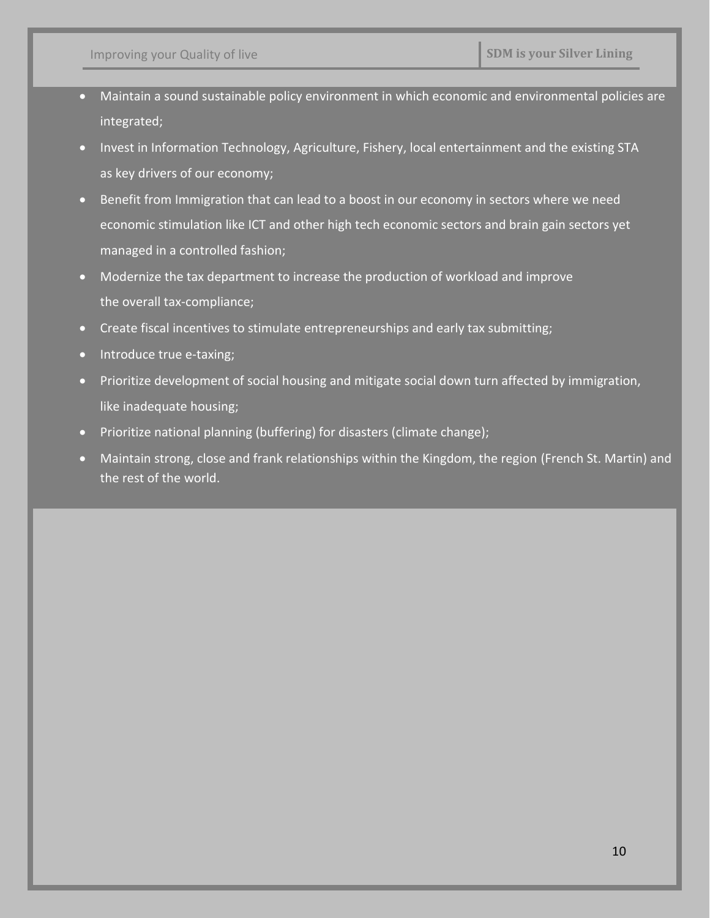- Maintain a sound sustainable policy environment in which economic and environmental policies are integrated;
- Invest in Information Technology, Agriculture, Fishery, local entertainment and the existing STA as key drivers of our economy;
- Benefit from Immigration that can lead to a boost in our economy in sectors where we need economic stimulation like ICT and other high tech economic sectors and brain gain sectors yet managed in a controlled fashion;
- Modernize the tax department to increase the production of workload and improve the overall tax-compliance;
- Create fiscal incentives to stimulate entrepreneurships and early tax submitting;
- Introduce true e-taxing;
- Prioritize development of social housing and mitigate social down turn affected by immigration, like inadequate housing;
- Prioritize national planning (buffering) for disasters (climate change);
- Maintain strong, close and frank relationships within the Kingdom, the region (French St. Martin) and the rest of the world.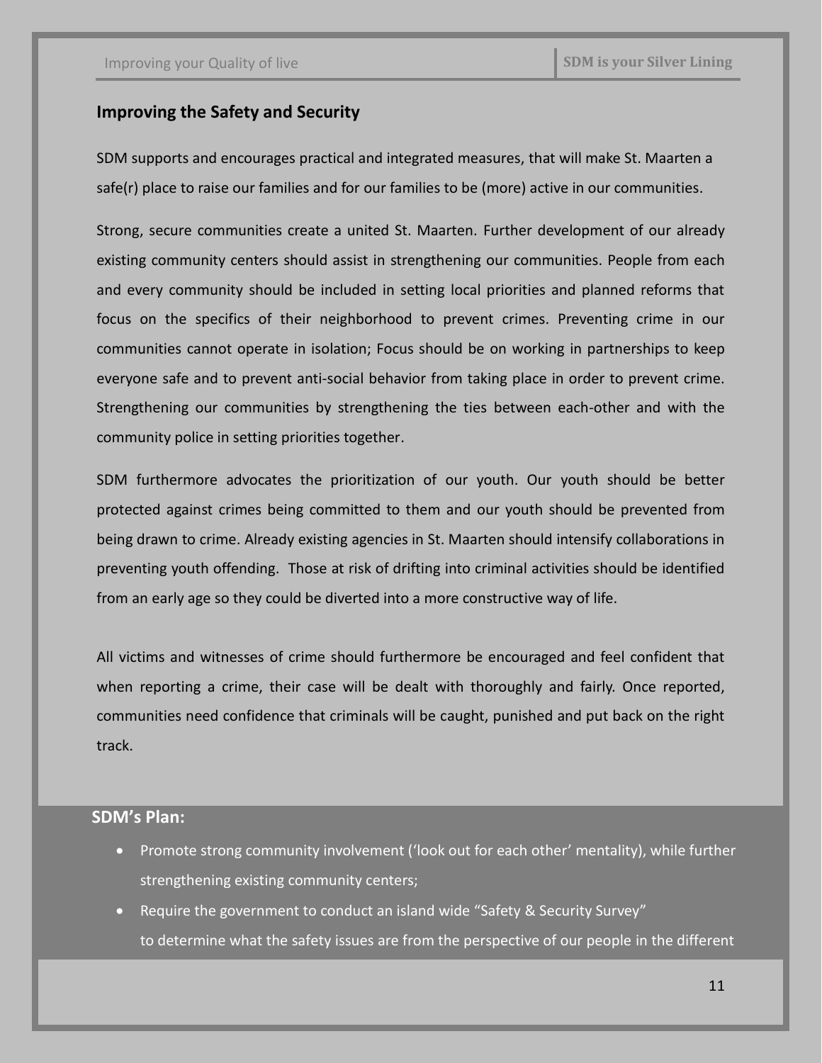## Improving the Safety and Security

SDM supports and encourages practical and integrated measures, that will make St. Maarten a safe(r) place to raise our families and for our families to be (more) active in our communities.

Strong, secure communities create a united St. Maarten. Further development of our already existing community centers should assist in strengthening our communities. People from each and every community should be included in setting local priorities and planned reforms that focus on the specifics of their neighborhood to prevent crimes. Preventing crime in our communities cannot operate in isolation; Focus should be on working in partnerships to keep everyone safe and to prevent anti-social behavior from taking place in order to prevent crime. Strengthening our communities by strengthening the ties between each-other and with the community police in setting priorities together.

SDM furthermore advocates the prioritization of our youth. Our youth should be better protected against crimes being committed to them and our youth should be prevented from being drawn to crime. Already existing agencies in St. Maarten should intensify collaborations in preventing youth offending. Those at risk of drifting into criminal activities should be identified from an early age so they could be diverted into a more constructive way of life.

All victims and witnesses of crime should furthermore be encouraged and feel confident that when reporting a crime, their case will be dealt with thoroughly and fairly. Once reported, communities need confidence that criminals will be caught, punished and put back on the right track.

**SDM's Plan:**

- Promote strong community involvement ('look out for each other' mentality), while further strengthening existing community centers;
- Require the government to conduct an island wide "Safety & Security Survey" to determine what the safety issues are from the perspective of our people in the different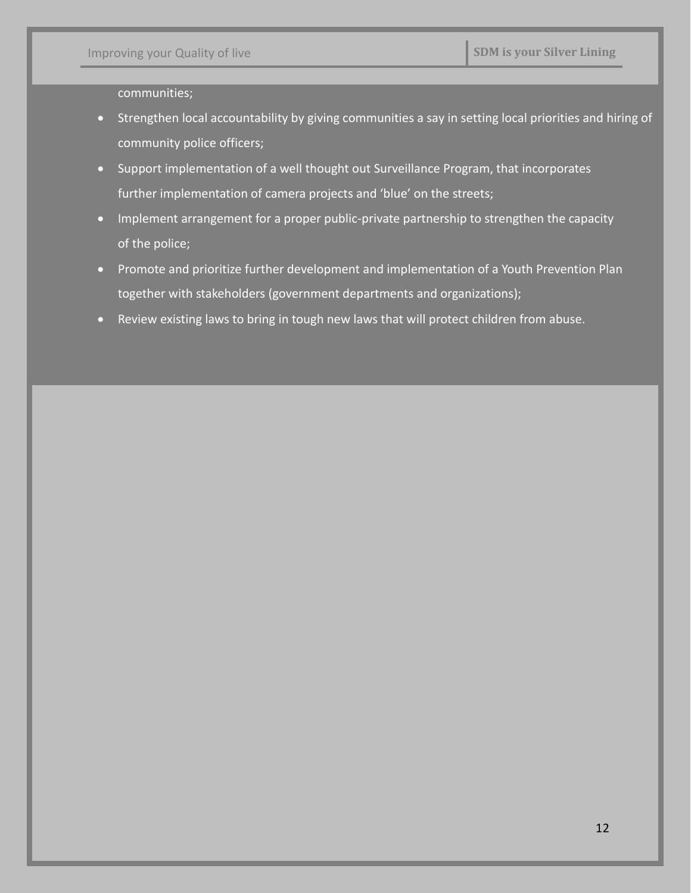communities;

- Strengthen local accountability by giving communities a say in setting local priorities and hiring of community police officers;
- Support implementation of a well thought out Surveillance Program, that incorporates further implementation of camera projects and 'blue' on the streets;
- Implement arrangement for a proper public-private partnership to strengthen the capacity of the police;
- Promote and prioritize further development and implementation of a Youth Prevention Plan together with stakeholders (government departments and organizations);
- Review existing laws to bring in tough new laws that will protect children from abuse.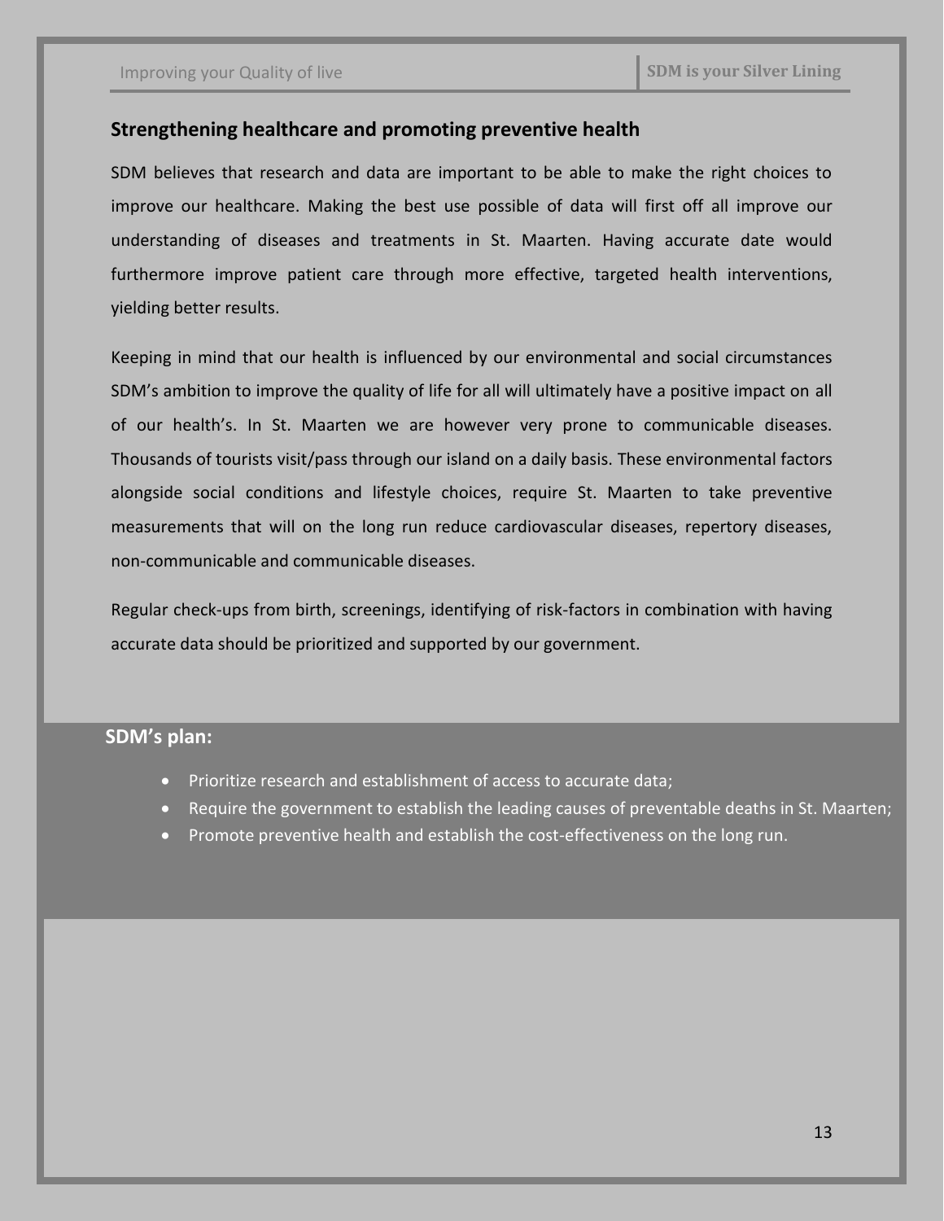## Strengthening healthcare and promoting preventive health

SDM believes that research and data are important to be able to make the right choices to improve our healthcare. Making the best use possible of data will first off all improve our understanding of diseases and treatments in St. Maarten. Having accurate date would furthermore improve patient care through more effective, targeted health interventions, yielding better results.

Keeping in mind that our health is influenced by our environmental and social circumstances SDM's ambition to improve the quality of life for all will ultimately have a positive impact on all of our health's. In St. Maarten we are however very prone to communicable diseases. Thousands of tourists visit/pass through our island on a daily basis. These environmental factors alongside social conditions and lifestyle choices, require St. Maarten to take preventive measurements that will on the long run reduce cardiovascular diseases, repertory diseases, non-communicable and communicable diseases.

Regular check-ups from birth, screenings, identifying of risk-factors in combination with having accurate data should be prioritized and supported by our government.

**SDM's plan:**

- Prioritize research and establishment of access to accurate data;
- Require the government to establish the leading causes of preventable deaths in St. Maarten;
- Promote preventive health and establish the cost-effectiveness on the long run.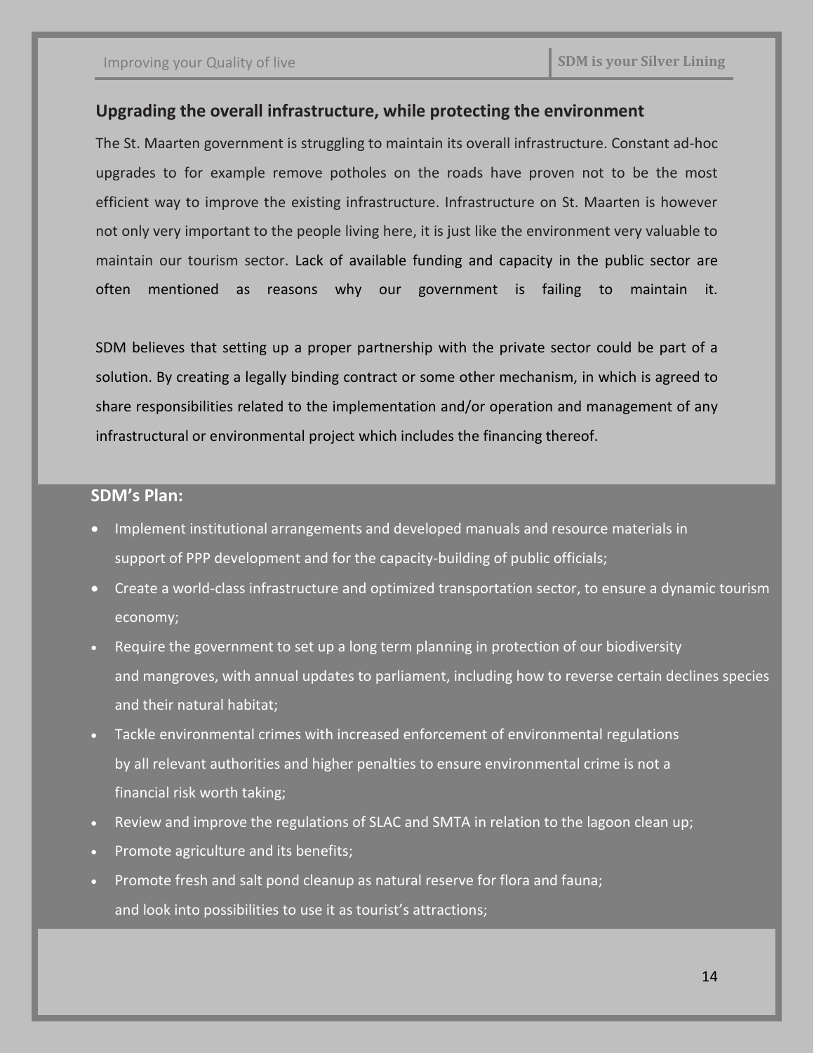## Upgrading the overall infrastructure, while protecting the environment

The St. Maarten government is struggling to maintain its overall infrastructure. Constant ad-hoc upgrades to for example remove potholes on the roads have proven not to be the most efficient way to improve the existing infrastructure. Infrastructure on St. Maarten is however not only very important to the people living here, it is just like the environment very valuable to maintain our tourism sector. Lack of available funding and capacity in the public sector are often mentioned as reasons why our government is failing to maintain it.

SDM believes that setting up a proper partnership with the private sector could be part of a solution. By creating a legally binding contract or some other mechanism, in which is agreed to share responsibilities related to the implementation and/or operation and management of any infrastructural or environmental project which includes the financing thereof.

### SDM's Plan:

- Implement institutional arrangements and developed manuals and resource materials in support of PPP development and for the capacity-building of public officials;
- Create a world-class infrastructure and optimized transportation sector, to ensure a dynamic tourism economy;
- Require the government to set up a long term planning in protection of our biodiversity and mangroves, with annual updates to parliament, including how to reverse certain declines species and their natural habitat;
- Tackle environmental crimes with increased enforcement of environmental regulations by all relevant authorities and higher penalties to ensure environmental crime is not a financial risk worth taking;
- Review and improve the regulations of SLAC and SMTA in relation to the lagoon clean up;
- Promote agriculture and its benefits;
- Promote fresh and salt pond cleanup as natural reserve for flora and fauna; and look into possibilities to use it as tourist's attractions;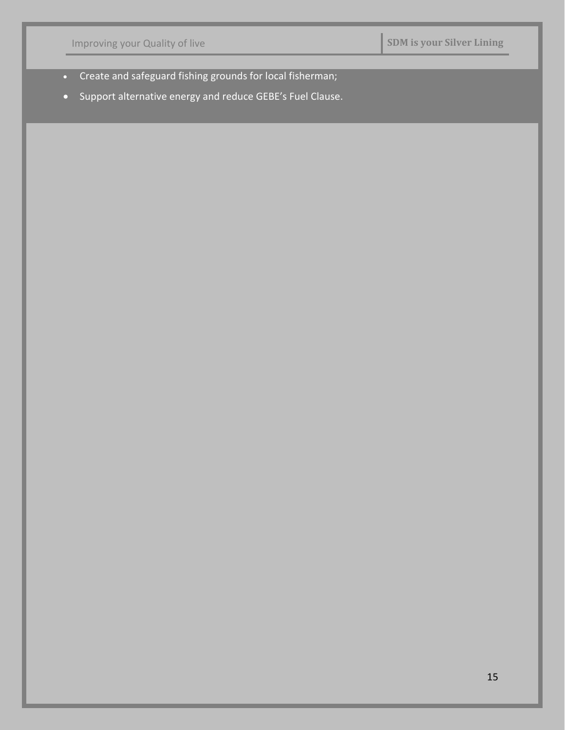- Create and safeguard fishing grounds for local fisherman;
- Support alternative energy and reduce GEBE's Fuel Clause.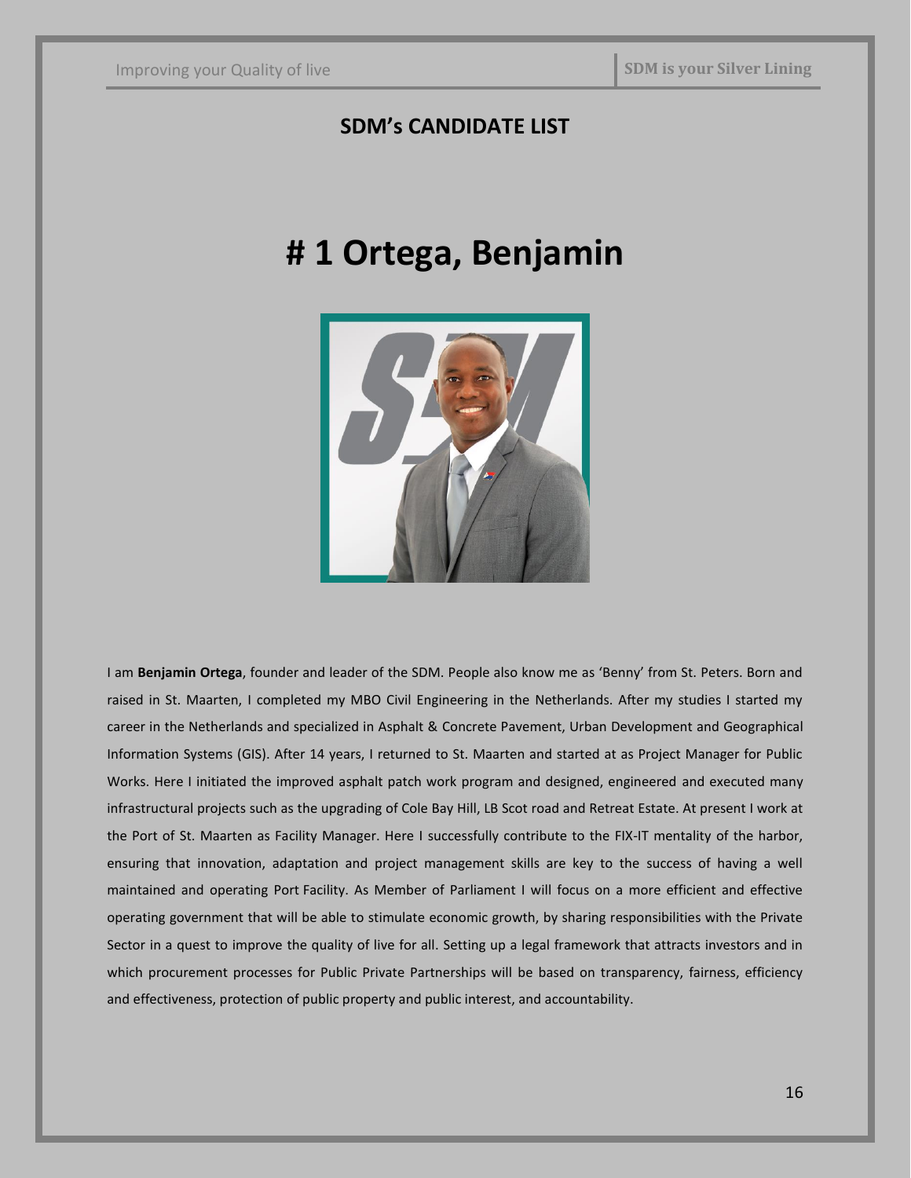## SDM's CANDIDATE LIST

# # 1 Ortega, Benjamin

I am **Benjamin Ortega**, founder and leader of the SDM. People also know me as 'Benny' from St. Peters. Born and raised in St. Maarten, I completed my MBO Civil Engineering in the Netherlands. After my studies I started my career in the Netherlands and specialized in Asphalt & Concrete Pavement, Urban Development and Geographical Information Systems (GIS). After 14 years, I returned to St. Maarten and started at as Project Manager for Public Works. Here I initiated the improved asphalt patch work program and designed, engineered and executed many infrastructural projects such as the upgrading of Cole Bay Hill, LB Scot road and Retreat Estate. At present I work at the Port of St. Maarten as Facility Manager. Here I successfully contribute to the FIX-IT mentality of the harbor, ensuring that innovation, adaptation and project management skills are key to the success of having a well maintained and operating Port Facility. As Member of Parliament I will focus on a more efficient and effective operating government that will be able to stimulate economic growth, by sharing responsibilities with the Private Sector in a quest to improve the quality of live for all. Setting up a legal framework that attracts investors and in which procurement processes for Public Private Partnerships will be based on transparency, fairness, efficiency and effectiveness, protection of public property and public interest, and accountability.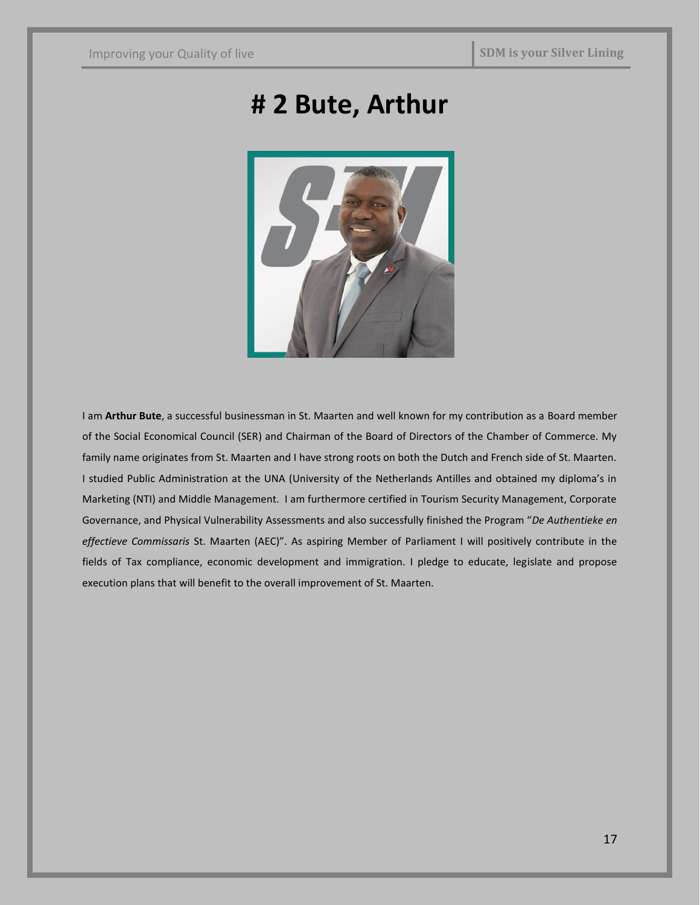# # 2 Bute, Arthur

I am **Arthur Bute**, a successful businessman in St. Maarten and well known for my contribution as a Board member of the Social Economical Council (SER) and Chairman of the Board of Directors of the Chamber of Commerce. My family name originates from St. Maarten and I have strong roots on both the Dutch and French side of St. Maarten. I studied Public Administration at the UNA (University of the Netherlands Antilles and obtained my diploma's in Marketing (NTI) and Middle Management. I am furthermore certified in Tourism Security Management, Corporate Governance, and Physical Vulnerability Assessments and also successfully finished the Program "*De Authentieke en effectieve Commissaris* St. Maarten (AEC)". As aspiring Member of Parliament I will positively contribute in the fields of Tax compliance, economic development and immigration. I pledge to educate, legislate and propose execution plans that will benefit to the overall improvement of St. Maarten.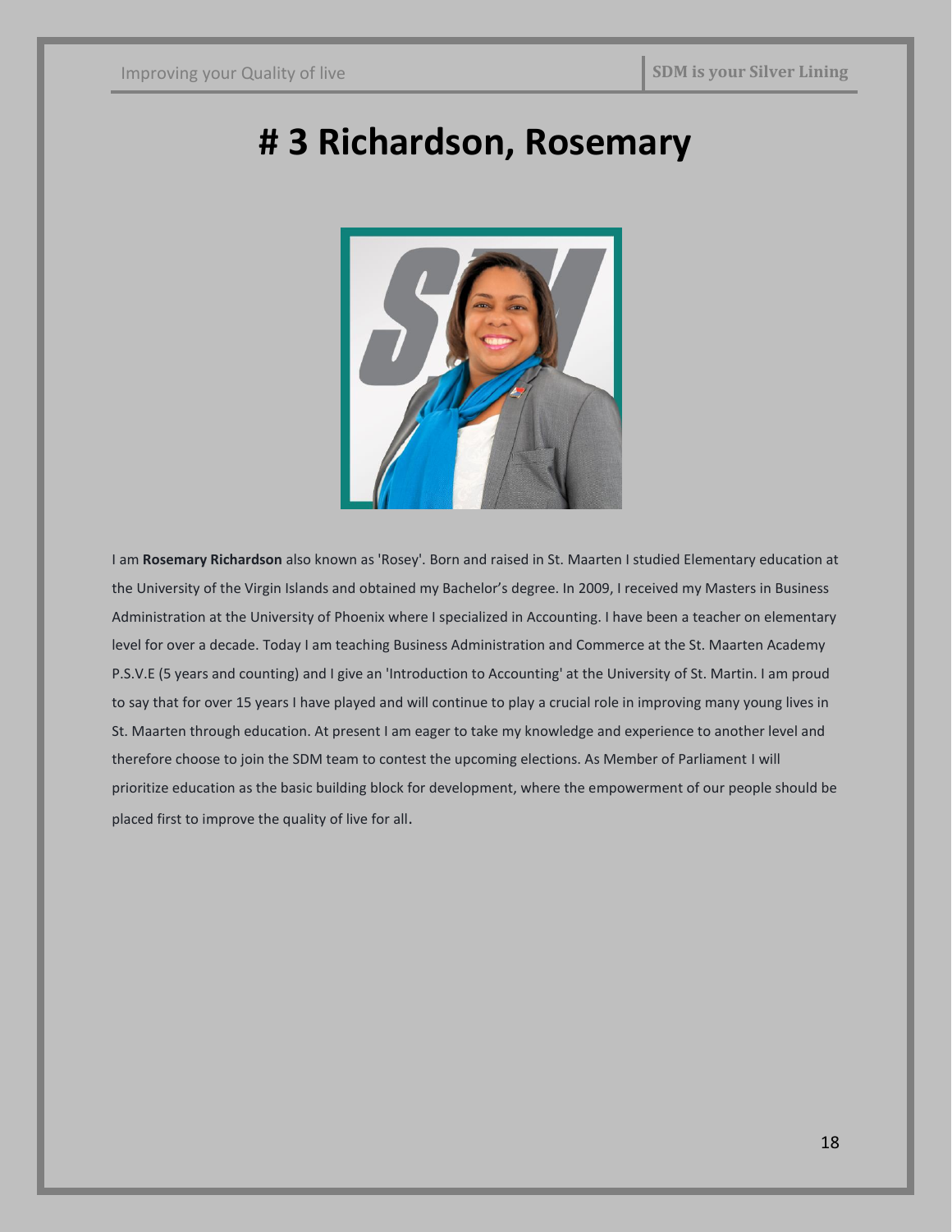# # 3 Richardson, Rosemary

I am **Rosemary Richardson** also known as 'Rosey'. Born and raised in St. Maarten I studied Elementary education at the University of the Virgin Islands and obtained my Bachelor's degree. In 2009, I received my Masters in Business Administration at the University of Phoenix where I specialized in Accounting. I have been a teacher on elementary level for over a decade. Today I am teaching Business Administration and Commerce at the St. Maarten Academy P.S.V.E (5 years and counting) and I give an 'Introduction to Accounting' at the University of St. Martin. I am proud to say that for over 15 years I have played and will continue to play a crucial role in improving many young lives in St. Maarten through education. At present I am eager to take my knowledge and experience to another level and therefore choose to join the SDM team to contest the upcoming elections. As Member of Parliament I will prioritize education as the basic building block for development, where the empowerment of our people should be placed first to improve the quality of live for all.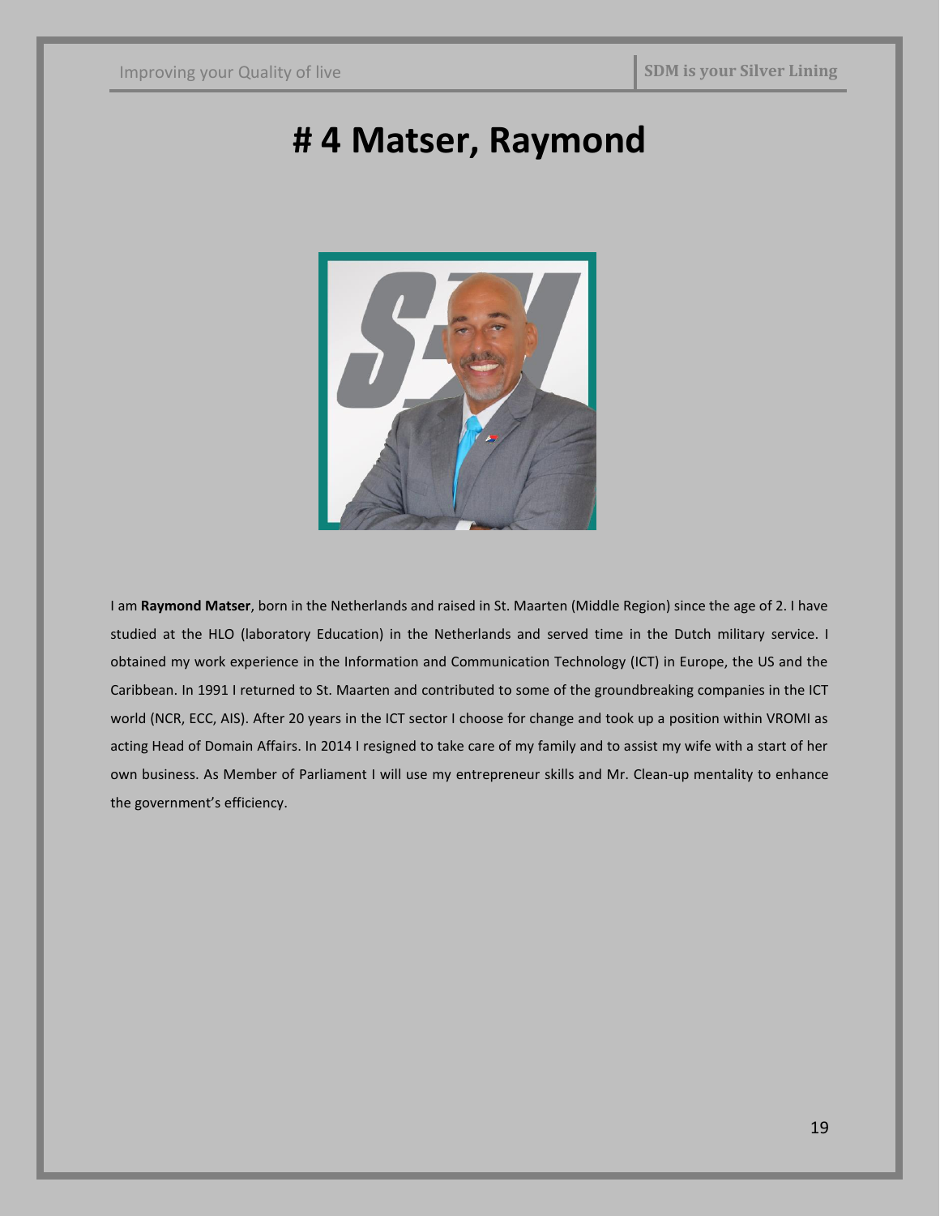# # 4 Matser, Raymond

I am **Raymond Matser**, born in the Netherlands and raised in St. Maarten (Middle Region) since the age of 2. I have studied at the HLO (laboratory Education) in the Netherlands and served time in the Dutch military service. I obtained my work experience in the Information and Communication Technology (ICT) in Europe, the US and the Caribbean. In 1991 I returned to St. Maarten and contributed to some of the groundbreaking companies in the ICT world (NCR, ECC, AIS). After 20 years in the ICT sector I choose for change and took up a position within VROMI as acting Head of Domain Affairs. In 2014 I resigned to take care of my family and to assist my wife with a start of her own business. As Member of Parliament I will use my entrepreneur skills and Mr. Clean-up mentality to enhance the government's efficiency.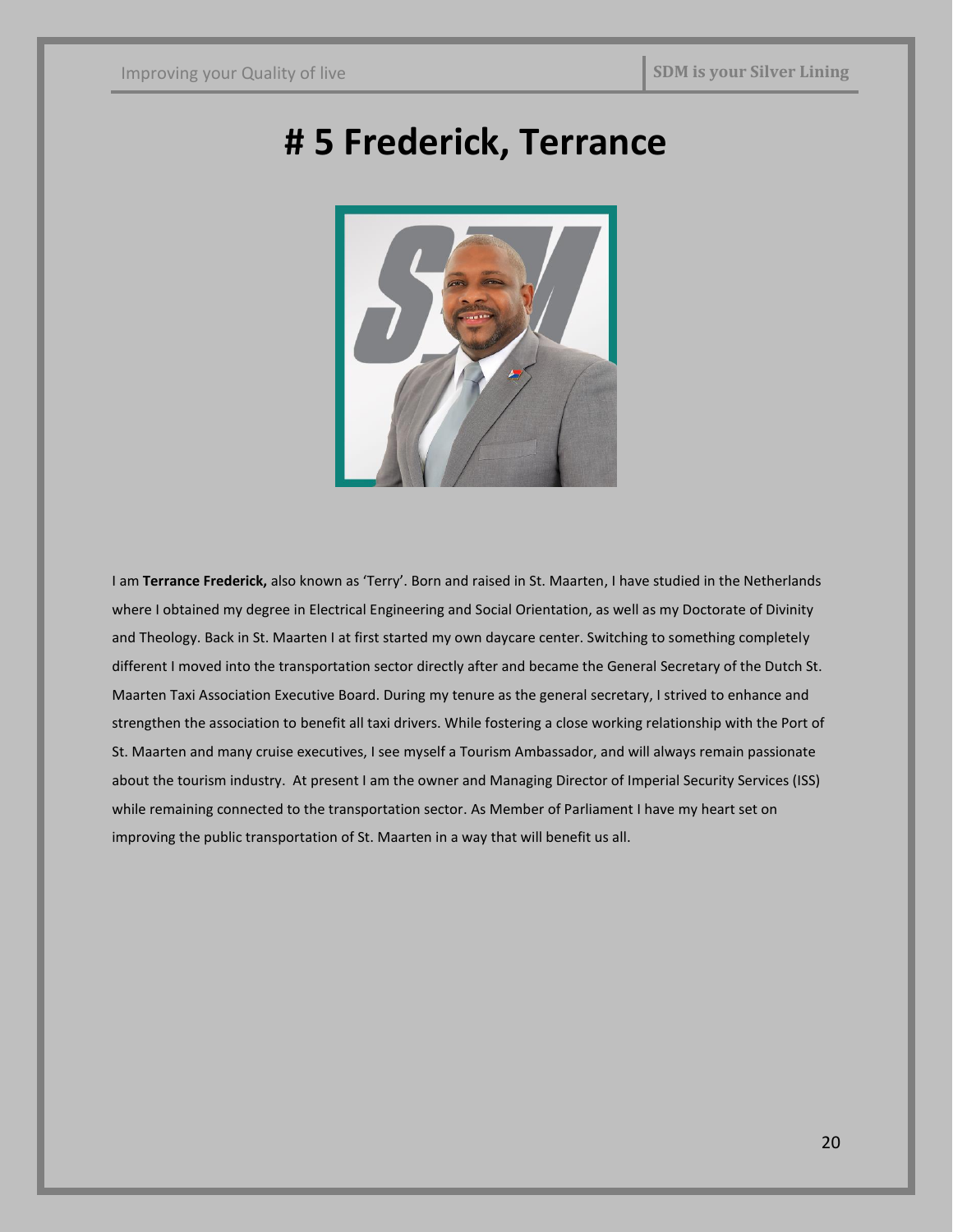# # 5 Frederick, Terrance

I am **Terrance Frederick,** also known as 'Terry'. Born and raised in St. Maarten, I have studied in the Netherlands where I obtained my degree in Electrical Engineering and Social Orientation, as well as my Doctorate of Divinity and Theology. Back in St. Maarten I at first started my own daycare center. Switching to something completely different I moved into the transportation sector directly after and became the General Secretary of the Dutch St. Maarten Taxi Association Executive Board. During my tenure as the general secretary, I strived to enhance and strengthen the association to benefit all taxi drivers. While fostering a close working relationship with the Port of St. Maarten and many cruise executives, I see myself a Tourism Ambassador, and will always remain passionate about the tourism industry. At present I am the owner and Managing Director of Imperial Security Services (ISS) while remaining connected to the transportation sector. As Member of Parliament I have my heart set on improving the public transportation of St. Maarten in a way that will benefit us all.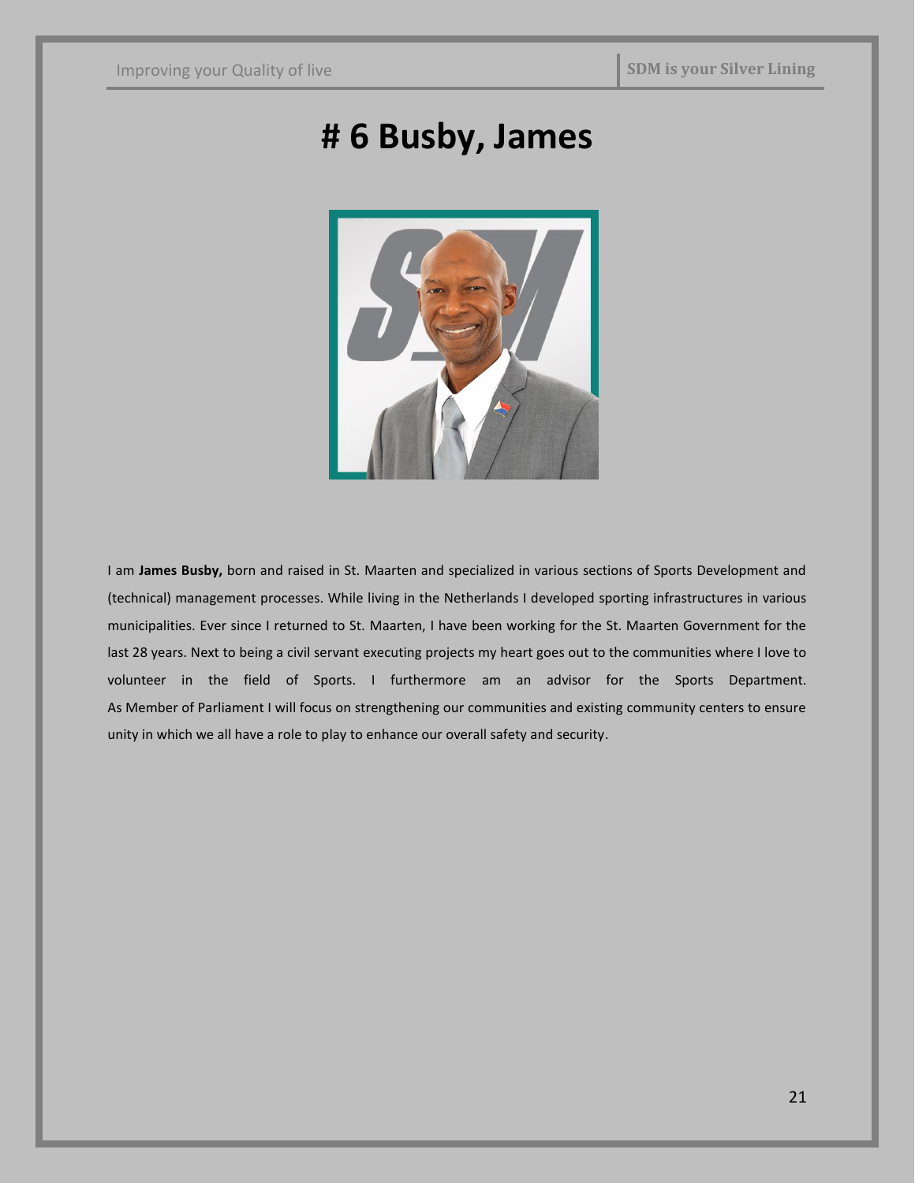# # 6 Busby, James

I am **James Busby,** born and raised in St. Maarten and specialized in various sections of Sports Development and (technical) management processes. While living in the Netherlands I developed sporting infrastructures in various municipalities. Ever since I returned to St. Maarten, I have been working for the St. Maarten Government for the last 28 years. Next to being a civil servant executing projects my heart goes out to the communities where I love to volunteer in the field of Sports. I furthermore am an advisor for the Sports Department.
As Member of Parliament I will focus on strengthening our communities and existing community centers to ensure unity in which we all have a role to play to enhance our overall safety and security.